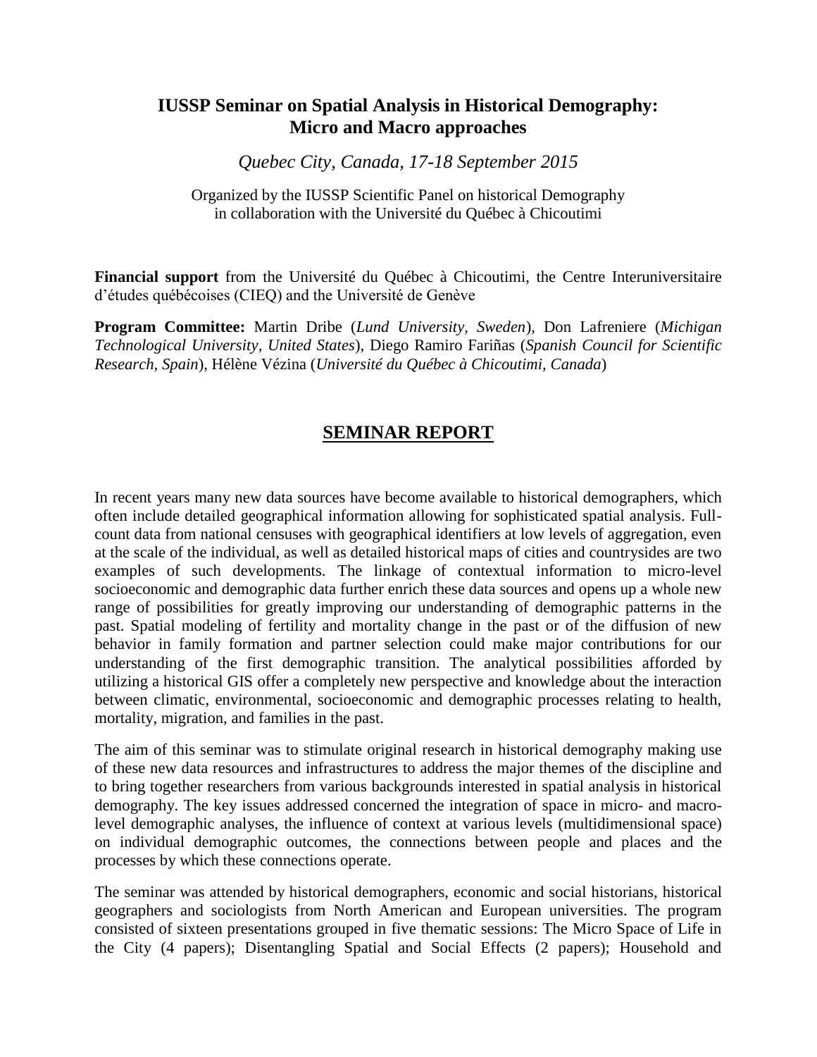# IUSSP Seminar on Spatial Analysis in Historical Demography: Micro and Macro approaches

*Quebec City, Canada, 17-18 September 2015*

Organized by the IUSSP Scientific Panel on historical Demography in collaboration with the Université du Québec à Chicoutimi

**Financial support** from the Université du Québec à Chicoutimi, the Centre Interuniversitaire d'études québécoises (CIEQ) and the Université de Genève

**Program Committee:** Martin Dribe (*Lund University, Sweden*), Don Lafreniere (*Michigan Technological University, United States*), Diego Ramiro Fariñas (*Spanish Council for Scientific Research, Spain*), Hélène Vézina (*Université du Québec à Chicoutimi, Canada*)

## SEMINAR REPORT

In recent years many new data sources have become available to historical demographers, which often include detailed geographical information allowing for sophisticated spatial analysis. Full-count data from national censuses with geographical identifiers at low levels of aggregation, even at the scale of the individual, as well as detailed historical maps of cities and countrysides are two examples of such developments. The linkage of contextual information to micro-level socioeconomic and demographic data further enrich these data sources and opens up a whole new range of possibilities for greatly improving our understanding of demographic patterns in the past. Spatial modeling of fertility and mortality change in the past or of the diffusion of new behavior in family formation and partner selection could make major contributions for our understanding of the first demographic transition. The analytical possibilities afforded by utilizing a historical GIS offer a completely new perspective and knowledge about the interaction between climatic, environmental, socioeconomic and demographic processes relating to health, mortality, migration, and families in the past.

The aim of this seminar was to stimulate original research in historical demography making use of these new data resources and infrastructures to address the major themes of the discipline and to bring together researchers from various backgrounds interested in spatial analysis in historical demography. The key issues addressed concerned the integration of space in micro- and macro-level demographic analyses, the influence of context at various levels (multidimensional space) on individual demographic outcomes, the connections between people and places and the processes by which these connections operate.

The seminar was attended by historical demographers, economic and social historians, historical geographers and sociologists from North American and European universities. The program consisted of sixteen presentations grouped in five thematic sessions: The Micro Space of Life in the City (4 papers); Disentangling Spatial and Social Effects (2 papers); Household and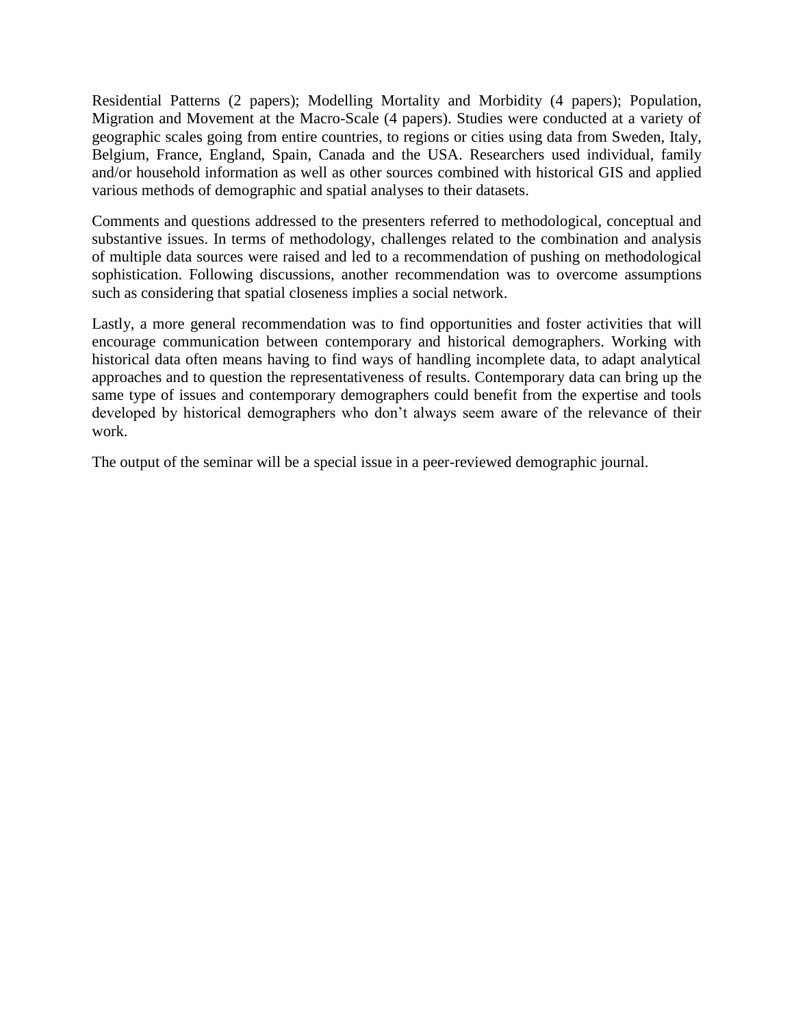Residential Patterns (2 papers); Modelling Mortality and Morbidity (4 papers); Population, Migration and Movement at the Macro-Scale (4 papers). Studies were conducted at a variety of geographic scales going from entire countries, to regions or cities using data from Sweden, Italy, Belgium, France, England, Spain, Canada and the USA. Researchers used individual, family and/or household information as well as other sources combined with historical GIS and applied various methods of demographic and spatial analyses to their datasets.

Comments and questions addressed to the presenters referred to methodological, conceptual and substantive issues. In terms of methodology, challenges related to the combination and analysis of multiple data sources were raised and led to a recommendation of pushing on methodological sophistication. Following discussions, another recommendation was to overcome assumptions such as considering that spatial closeness implies a social network.

Lastly, a more general recommendation was to find opportunities and foster activities that will encourage communication between contemporary and historical demographers. Working with historical data often means having to find ways of handling incomplete data, to adapt analytical approaches and to question the representativeness of results. Contemporary data can bring up the same type of issues and contemporary demographers could benefit from the expertise and tools developed by historical demographers who don't always seem aware of the relevance of their work.

The output of the seminar will be a special issue in a peer-reviewed demographic journal.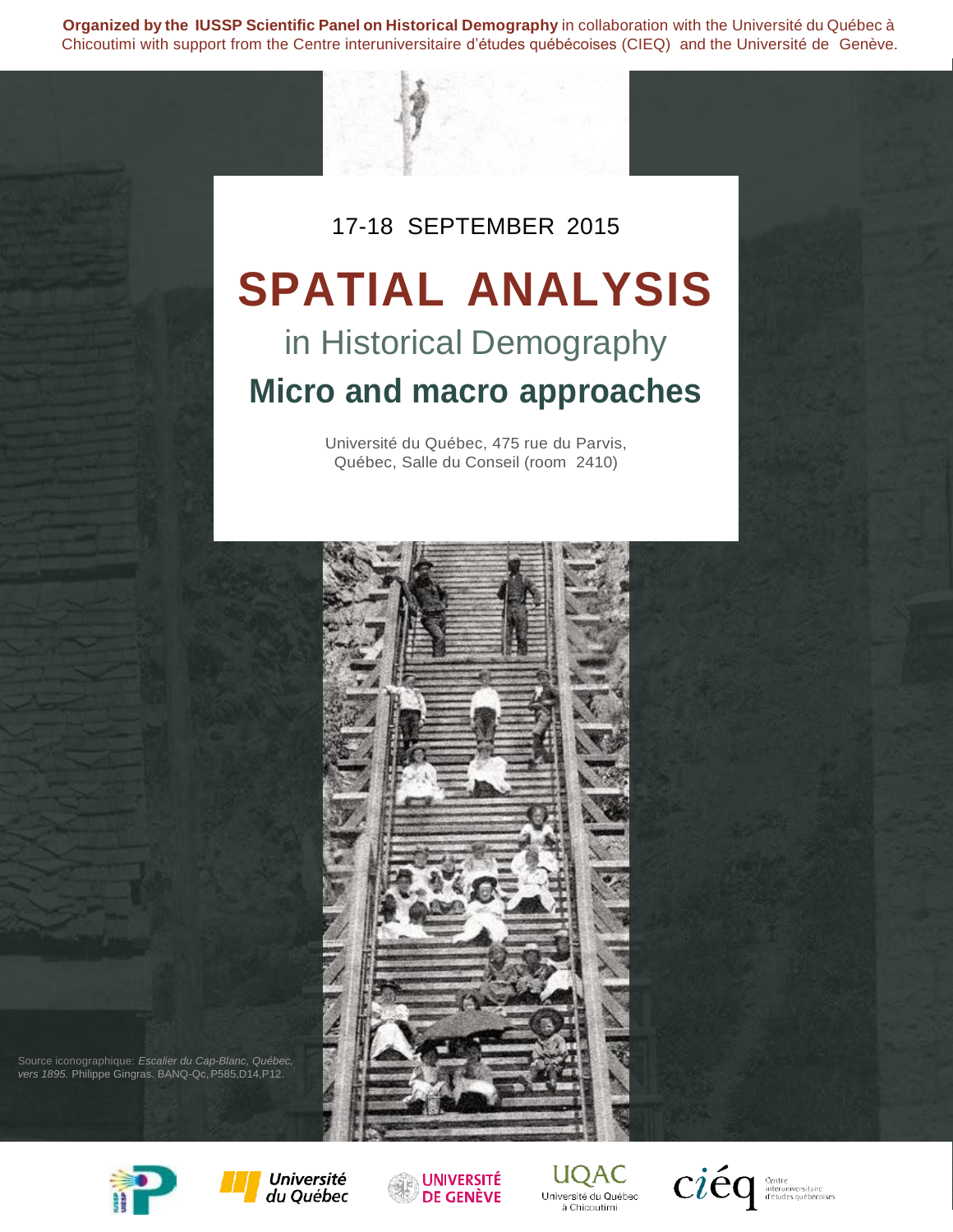**Organized by the IUSSP Scientific Panel on Historical Demography** in collaboration with the Université du Québec à Chicoutimi with support from the Centre interuniversitaire d'études québécoises (CIEQ) and the Université de Genève.

17-18 SEPTEMBER 2015

# SPATIAL ANALYSIS

## in Historical Demography

## Micro and macro approaches

Université du Québec, 475 rue du Parvis,
Québec, Salle du Conseil (room 2410)

Source iconographique: *Escalier du Cap-Blanc, Québec, vers 1895.* Philippe Gingras. BANQ-Qc, P585,D14,P12.

Université du Québec · Université de Genève · UQAC Université du Québec à Chicoutimi · cieq Centre interuniversitaire d'études québécoises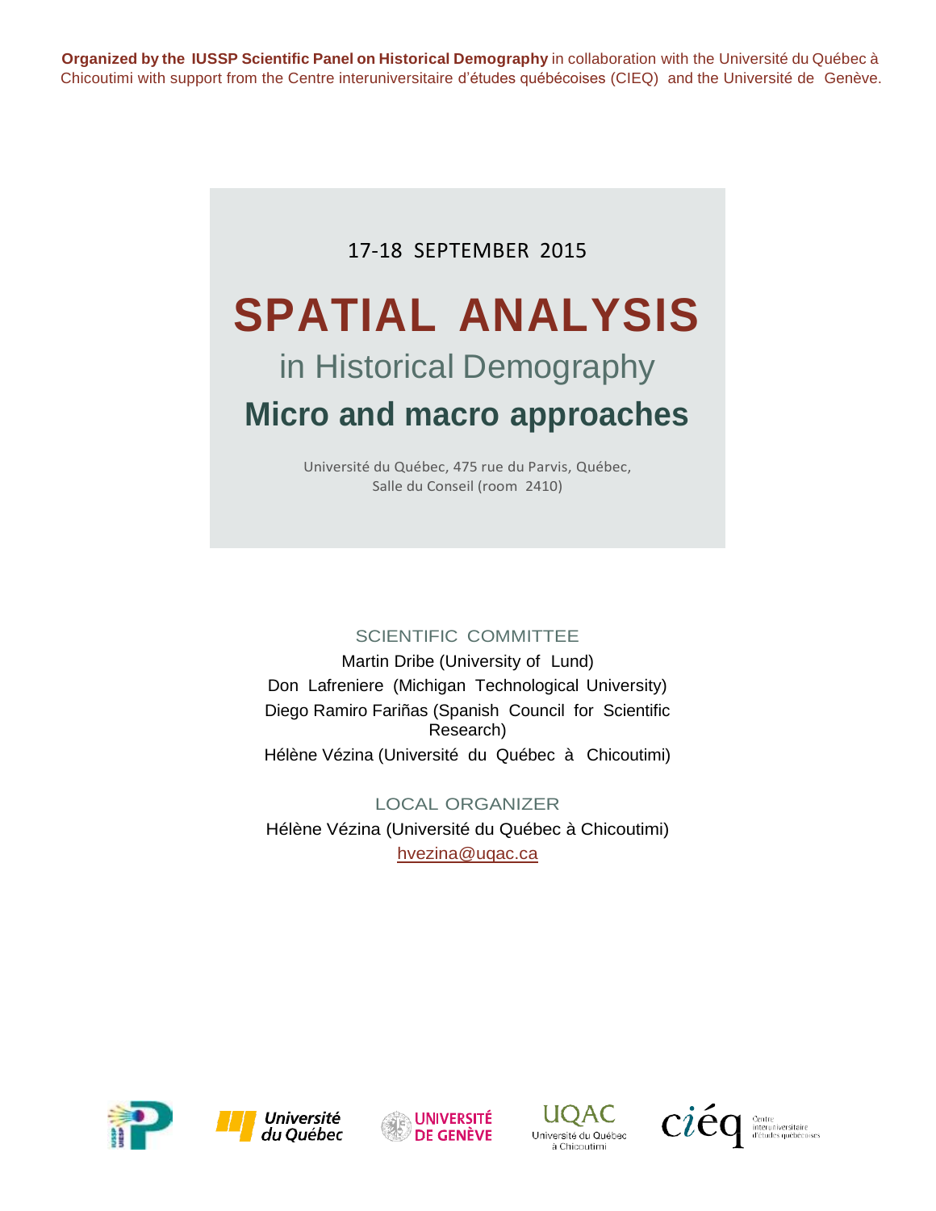**Organized by the IUSSP Scientific Panel on Historical Demography** in collaboration with the Université du Québec à Chicoutimi with support from the Centre interuniversitaire d'études québécoises (CIEQ) and the Université de Genève.

17-18 SEPTEMBER 2015

# SPATIAL ANALYSIS

## in Historical Demography

## Micro and macro approaches

Université du Québec, 475 rue du Parvis, Québec,
Salle du Conseil (room 2410)

### SCIENTIFIC COMMITTEE

Martin Dribe (University of Lund)
Don Lafreniere (Michigan Technological University)
Diego Ramiro Fariñas (Spanish Council for Scientific Research)
Hélène Vézina (Université du Québec à Chicoutimi)

### LOCAL ORGANIZER

Hélène Vézina (Université du Québec à Chicoutimi)
hvezina@uqac.ca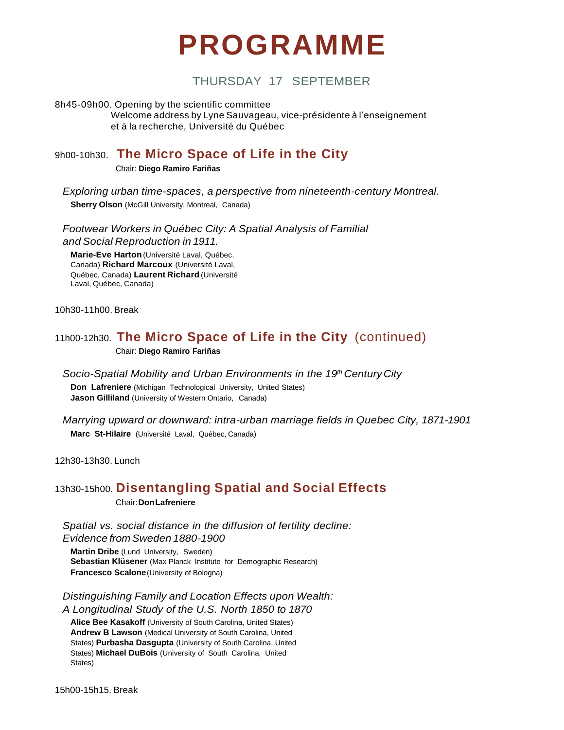# PROGRAMME

## THURSDAY 17 SEPTEMBER

8h45-09h00. Opening by the scientific committee
Welcome address by Lyne Sauvageau, vice-présidente à l'enseignement et à la recherche, Université du Québec

## 9h00-10h30. The Micro Space of Life in the City

Chair: **Diego Ramiro Fariñas**

*Exploring urban time-spaces, a perspective from nineteenth-century Montreal.*
**Sherry Olson** (McGill University, Montreal, Canada)

*Footwear Workers in Québec City: A Spatial Analysis of Familial and Social Reproduction in 1911.*
**Marie-Eve Harton** (Université Laval, Québec, Canada) **Richard Marcoux** (Université Laval, Québec, Canada) **Laurent Richard** (Université Laval, Québec, Canada)

10h30-11h00. Break

## 11h00-12h30. The Micro Space of Life in the City (continued)

Chair: **Diego Ramiro Fariñas**

*Socio-Spatial Mobility and Urban Environments in the 19th Century City*
**Don Lafreniere** (Michigan Technological University, United States)
**Jason Gilliland** (University of Western Ontario, Canada)

*Marrying upward or downward: intra-urban marriage fields in Quebec City, 1871-1901*
**Marc St-Hilaire** (Université Laval, Québec, Canada)

12h30-13h30. Lunch

## 13h30-15h00. Disentangling Spatial and Social Effects

Chair: **Don Lafreniere**

*Spatial vs. social distance in the diffusion of fertility decline: Evidence from Sweden 1880-1900*
**Martin Dribe** (Lund University, Sweden)
**Sebastian Klüsener** (Max Planck Institute for Demographic Research)
**Francesco Scalone** (University of Bologna)

*Distinguishing Family and Location Effects upon Wealth: A Longitudinal Study of the U.S. North 1850 to 1870*
**Alice Bee Kasakoff** (University of South Carolina, United States)
**Andrew B Lawson** (Medical University of South Carolina, United States) **Purbasha Dasgupta** (University of South Carolina, United States) **Michael DuBois** (University of South Carolina, United States)

15h00-15h15. Break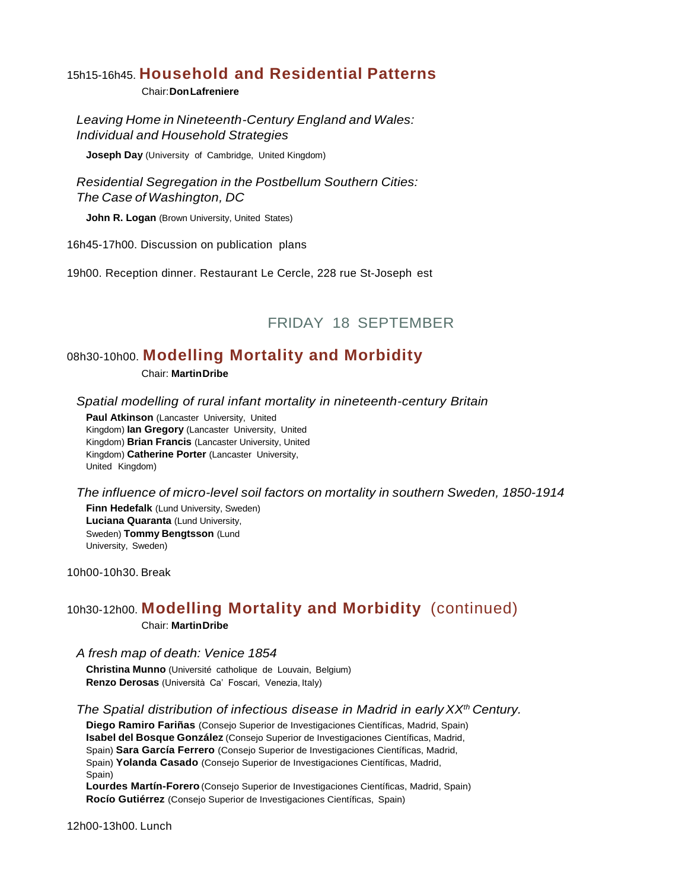## 15h15-16h45. **Household and Residential Patterns**

Chair: **Don Lafreniere**

*Leaving Home in Nineteenth-Century England and Wales: Individual and Household Strategies*

**Joseph Day** (University of Cambridge, United Kingdom)

*Residential Segregation in the Postbellum Southern Cities: The Case of Washington, DC*

**John R. Logan** (Brown University, United States)

16h45-17h00. Discussion on publication plans

19h00. Reception dinner. Restaurant Le Cercle, 228 rue St-Joseph est

# FRIDAY 18 SEPTEMBER

## 08h30-10h00. **Modelling Mortality and Morbidity**

Chair: **Martin Dribe**

*Spatial modelling of rural infant mortality in nineteenth-century Britain*

**Paul Atkinson** (Lancaster University, United Kingdom) **Ian Gregory** (Lancaster University, United Kingdom) **Brian Francis** (Lancaster University, United Kingdom) **Catherine Porter** (Lancaster University, United Kingdom)

*The influence of micro-level soil factors on mortality in southern Sweden, 1850-1914*

**Finn Hedefalk** (Lund University, Sweden)
**Luciana Quaranta** (Lund University, Sweden) **Tommy Bengtsson** (Lund University, Sweden)

10h00-10h30. Break

## 10h30-12h00. **Modelling Mortality and Morbidity** (continued)

Chair: **Martin Dribe**

*A fresh map of death: Venice 1854*

**Christina Munno** (Université catholique de Louvain, Belgium)
**Renzo Derosas** (Università Ca' Foscari, Venezia, Italy)

*The Spatial distribution of infectious disease in Madrid in early XX[th] Century.*

**Diego Ramiro Fariñas** (Consejo Superior de Investigaciones Científicas, Madrid, Spain)
**Isabel del Bosque González** (Consejo Superior de Investigaciones Científicas, Madrid, Spain) **Sara García Ferrero** (Consejo Superior de Investigaciones Científicas, Madrid, Spain) **Yolanda Casado** (Consejo Superior de Investigaciones Científicas, Madrid, Spain)
**Lourdes Martín-Forero** (Consejo Superior de Investigaciones Científicas, Madrid, Spain)
**Rocío Gutiérrez** (Consejo Superior de Investigaciones Científicas, Spain)

12h00-13h00. Lunch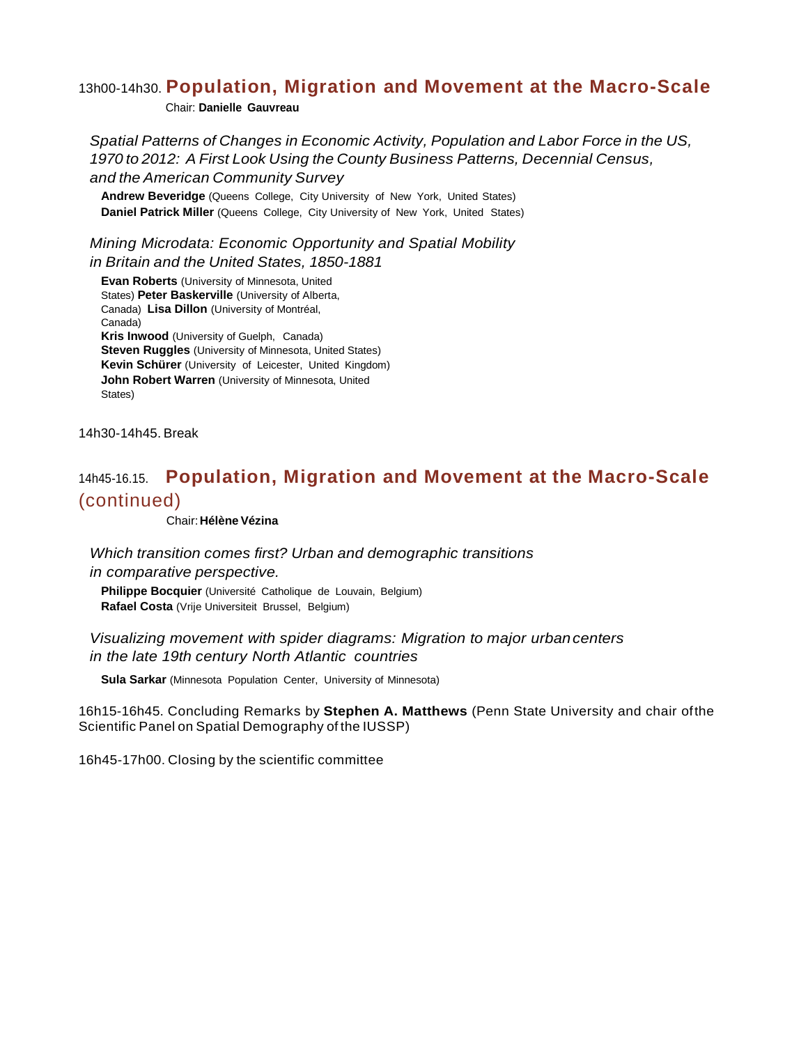## 13h00-14h30. **Population, Migration and Movement at the Macro-Scale**

Chair: **Danielle Gauvreau**

*Spatial Patterns of Changes in Economic Activity, Population and Labor Force in the US, 1970 to 2012: A First Look Using the County Business Patterns, Decennial Census, and the American Community Survey*

**Andrew Beveridge** (Queens College, City University of New York, United States)
**Daniel Patrick Miller** (Queens College, City University of New York, United States)

*Mining Microdata: Economic Opportunity and Spatial Mobility in Britain and the United States, 1850-1881*

**Evan Roberts** (University of Minnesota, United States) **Peter Baskerville** (University of Alberta, Canada) **Lisa Dillon** (University of Montréal, Canada)
**Kris Inwood** (University of Guelph, Canada)
**Steven Ruggles** (University of Minnesota, United States)
**Kevin Schürer** (University of Leicester, United Kingdom)
**John Robert Warren** (University of Minnesota, United States)

14h30-14h45. Break

## 14h45-16.15. **Population, Migration and Movement at the Macro-Scale** (continued)

Chair: **Hélène Vézina**

*Which transition comes first? Urban and demographic transitions in comparative perspective.*

**Philippe Bocquier** (Université Catholique de Louvain, Belgium)
**Rafael Costa** (Vrije Universiteit Brussel, Belgium)

*Visualizing movement with spider diagrams: Migration to major urban centers in the late 19th century North Atlantic countries*

**Sula Sarkar** (Minnesota Population Center, University of Minnesota)

16h15-16h45. Concluding Remarks by **Stephen A. Matthews** (Penn State University and chair of the Scientific Panel on Spatial Demography of the IUSSP)

16h45-17h00. Closing by the scientific committee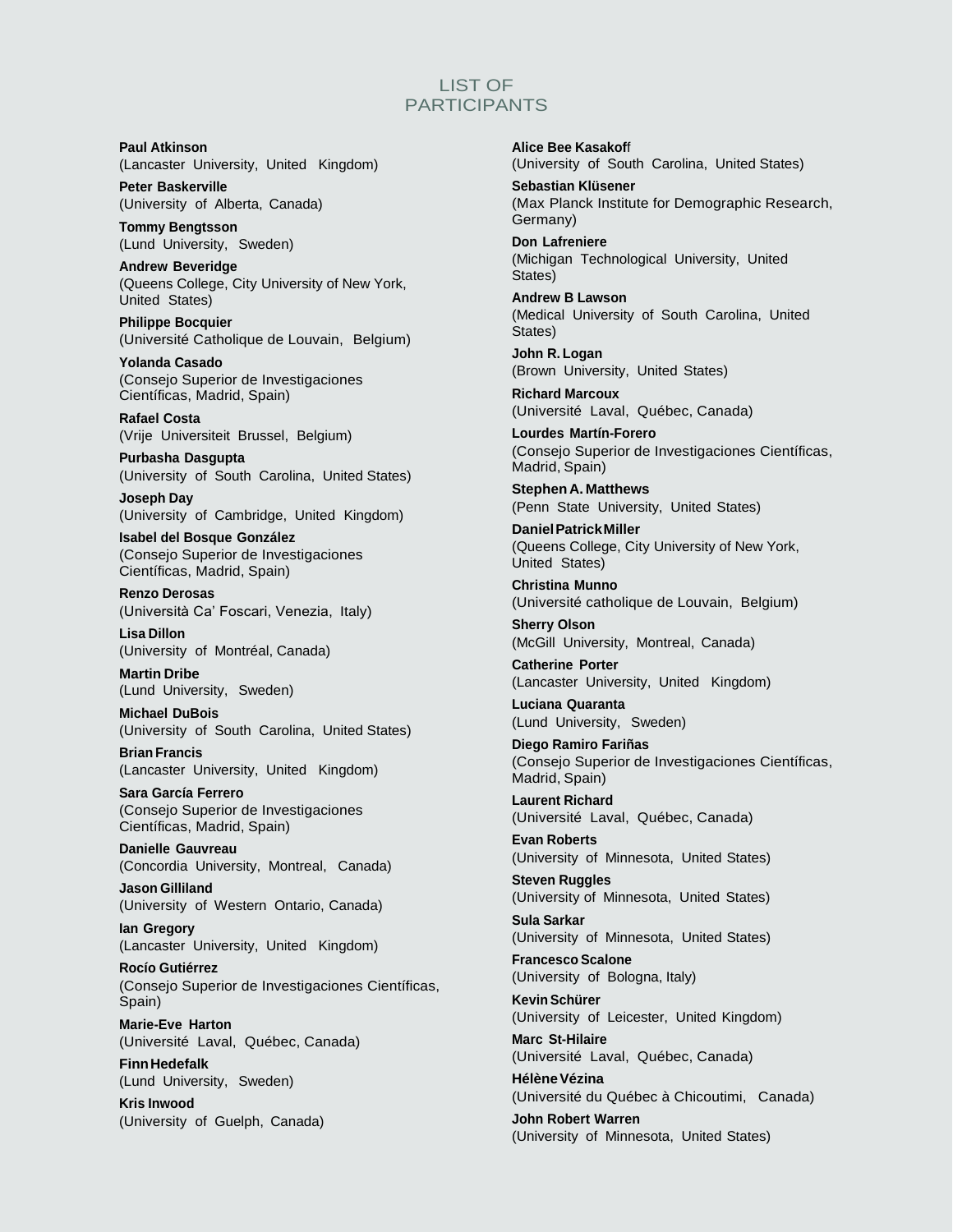# LIST OF PARTICIPANTS

**Paul Atkinson**
(Lancaster University, United Kingdom)

**Peter Baskerville**
(University of Alberta, Canada)

**Tommy Bengtsson**
(Lund University, Sweden)

**Andrew Beveridge**
(Queens College, City University of New York, United States)

**Philippe Bocquier**
(Université Catholique de Louvain, Belgium)

**Yolanda Casado**
(Consejo Superior de Investigaciones Científicas, Madrid, Spain)

**Rafael Costa**
(Vrije Universiteit Brussel, Belgium)

**Purbasha Dasgupta**
(University of South Carolina, United States)

**Joseph Day**
(University of Cambridge, United Kingdom)

**Isabel del Bosque González**
(Consejo Superior de Investigaciones Científicas, Madrid, Spain)

**Renzo Derosas**
(Università Ca' Foscari, Venezia, Italy)

**Lisa Dillon**
(University of Montréal, Canada)

**Martin Dribe**
(Lund University, Sweden)

**Michael DuBois**
(University of South Carolina, United States)

**Brian Francis**
(Lancaster University, United Kingdom)

**Sara García Ferrero**
(Consejo Superior de Investigaciones Científicas, Madrid, Spain)

**Danielle Gauvreau**
(Concordia University, Montreal, Canada)

**Jason Gilliland**
(University of Western Ontario, Canada)

**Ian Gregory**
(Lancaster University, United Kingdom)

**Rocío Gutiérrez**
(Consejo Superior de Investigaciones Científicas, Spain)

**Marie-Eve Harton**
(Université Laval, Québec, Canada)

**Finn Hedefalk**
(Lund University, Sweden)

**Kris Inwood**
(University of Guelph, Canada)

**Alice Bee Kasakoff**
(University of South Carolina, United States)

**Sebastian Klüsener**
(Max Planck Institute for Demographic Research, Germany)

**Don Lafreniere**
(Michigan Technological University, United States)

**Andrew B Lawson**
(Medical University of South Carolina, United States)

**John R. Logan**
(Brown University, United States)

**Richard Marcoux**
(Université Laval, Québec, Canada)

**Lourdes Martín-Forero**
(Consejo Superior de Investigaciones Científicas, Madrid, Spain)

**Stephen A. Matthews**
(Penn State University, United States)

**Daniel Patrick Miller**
(Queens College, City University of New York, United States)

**Christina Munno**
(Université catholique de Louvain, Belgium)

**Sherry Olson**
(McGill University, Montreal, Canada)

**Catherine Porter**
(Lancaster University, United Kingdom)

**Luciana Quaranta**
(Lund University, Sweden)

**Diego Ramiro Fariñas**
(Consejo Superior de Investigaciones Científicas, Madrid, Spain)

**Laurent Richard**
(Université Laval, Québec, Canada)

**Evan Roberts**
(University of Minnesota, United States)

**Steven Ruggles**
(University of Minnesota, United States)

**Sula Sarkar**
(University of Minnesota, United States)

**Francesco Scalone**
(University of Bologna, Italy)

**Kevin Schürer**
(University of Leicester, United Kingdom)

**Marc St-Hilaire**
(Université Laval, Québec, Canada)

**Hélène Vézina**
(Université du Québec à Chicoutimi, Canada)

**John Robert Warren**
(University of Minnesota, United States)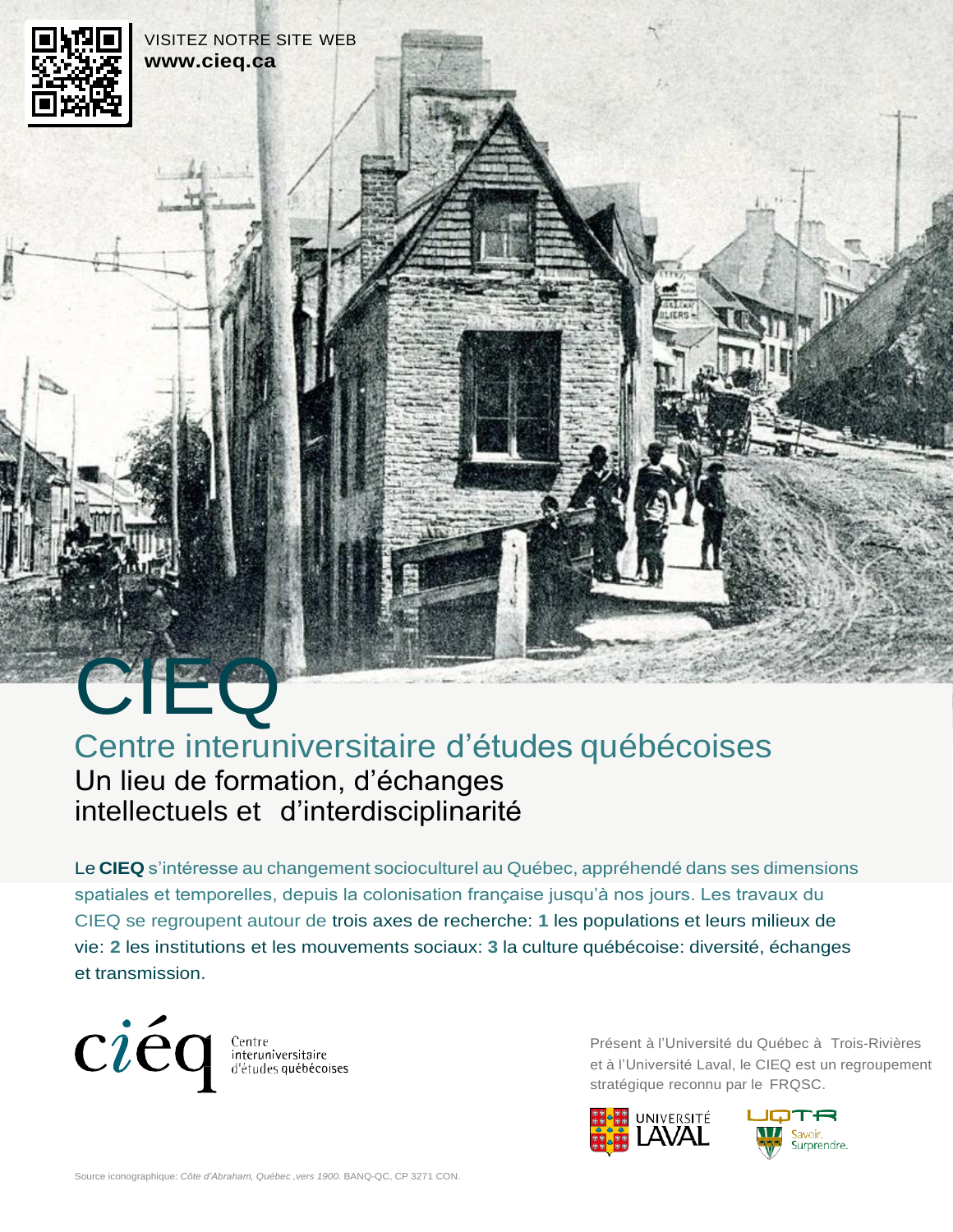VISITEZ NOTRE SITE WEB
**www.cieq.ca**

# CIEQ

## Centre interuniversitaire d'études québécoises

Un lieu de formation, d'échanges intellectuels et d'interdisciplinarité

Le **CIEQ** s'intéresse au changement socioculturel au Québec, appréhendé dans ses dimensions spatiales et temporelles, depuis la colonisation française jusqu'à nos jours. Les travaux du CIEQ se regroupent autour de trois axes de recherche: **1** les populations et leurs milieux de vie: **2** les institutions et les mouvements sociaux: **3** la culture québécoise: diversité, échanges et transmission.

ciéq Centre interuniversitaire d'études québécoises

Présent à l'Université du Québec à Trois-Rivières et à l'Université Laval, le CIEQ est un regroupement stratégique reconnu par le FRQSC.

UNIVERSITÉ LAVAL

UQTR Savoir. Surprendre.

Source iconographique: *Côte d'Abraham, Québec ,vers 1900*. BANQ-QC, CP 3271 CON.